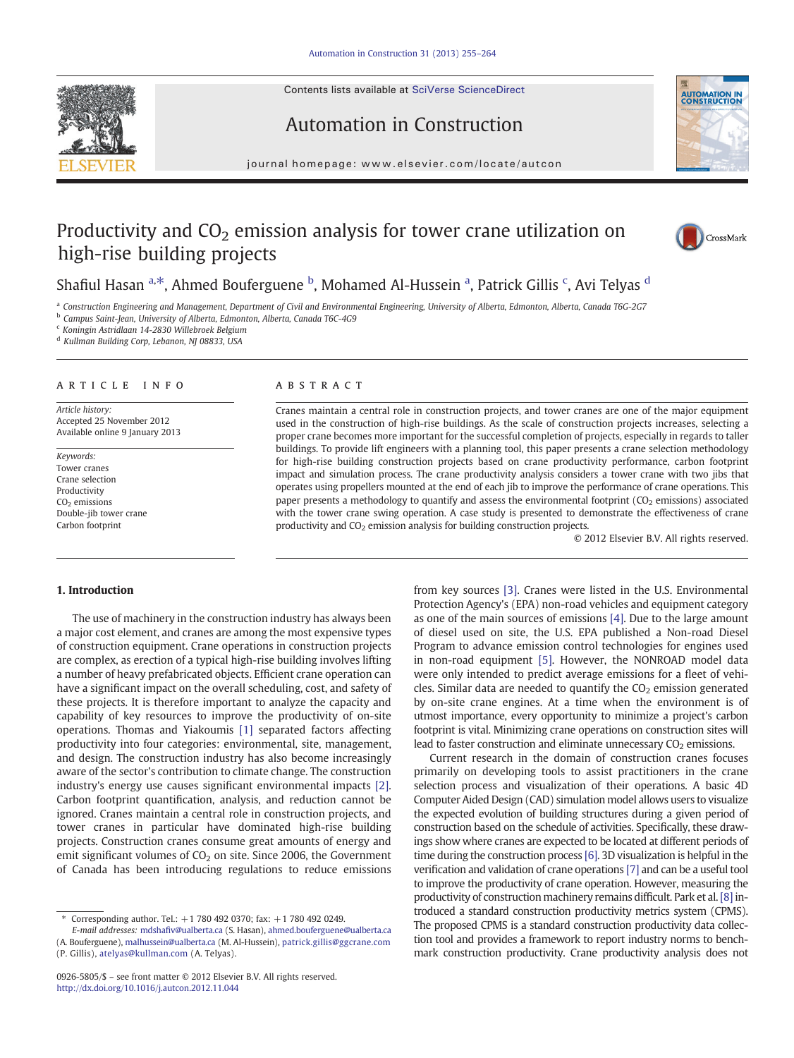# Productivity and $CO_2$ emission analysis for tower crane utilization on high-rise building projects

Shafiul Hasan [a,*], Ahmed Bouferguene [b], Mohamed Al-Hussein [a], Patrick Gillis [c], Avi Telyas [d]

[a] Construction Engineering and Management, Department of Civil and Environmental Engineering, University of Alberta, Edmonton, Alberta, Canada T6G-2G7
[b] Campus Saint-Jean, University of Alberta, Edmonton, Alberta, Canada T6C-4G9
[c] Koningin Astridlaan 14-2830 Willebroek Belgium
[d] Kullman Building Corp, Lebanon, NJ 08833, USA

## ARTICLE INFO

*Article history:*
Accepted 25 November 2012
Available online 9 January 2013

*Keywords:*
Tower cranes
Crane selection
Productivity
$CO_2$ emissions
Double-jib tower crane
Carbon footprint

## ABSTRACT

Cranes maintain a central role in construction projects, and tower cranes are one of the major equipment used in the construction of high-rise buildings. As the scale of construction projects increases, selecting a proper crane becomes more important for the successful completion of projects, especially in regards to taller buildings. To provide lift engineers with a planning tool, this paper presents a crane selection methodology for high-rise building construction projects based on crane productivity performance, carbon footprint impact and simulation process. The crane productivity analysis considers a tower crane with two jibs that operates using propellers mounted at the end of each jib to improve the performance of crane operations. This paper presents a methodology to quantify and assess the environmental footprint ($CO_2$ emissions) associated with the tower crane swing operation. A case study is presented to demonstrate the effectiveness of crane productivity and $CO_2$ emission analysis for building construction projects.

© 2012 Elsevier B.V. All rights reserved.

## 1. Introduction

The use of machinery in the construction industry has always been a major cost element, and cranes are among the most expensive types of construction equipment. Crane operations in construction projects are complex, as erection of a typical high-rise building involves lifting a number of heavy prefabricated objects. Efficient crane operation can have a significant impact on the overall scheduling, cost, and safety of these projects. It is therefore important to analyze the capacity and capability of key resources to improve the productivity of on-site operations. Thomas and Yiakoumis [1] separated factors affecting productivity into four categories: environmental, site, management, and design. The construction industry has also become increasingly aware of the sector's contribution to climate change. The construction industry's energy use causes significant environmental impacts [2]. Carbon footprint quantification, analysis, and reduction cannot be ignored. Cranes maintain a central role in construction projects, and tower cranes in particular have dominated high-rise building projects. Construction cranes consume great amounts of energy and emit significant volumes of $CO_2$ on site. Since 2006, the Government of Canada has been introducing regulations to reduce emissions from key sources [3]. Cranes were listed in the U.S. Environmental Protection Agency's (EPA) non-road vehicles and equipment category as one of the main sources of emissions [4]. Due to the large amount of diesel used on site, the U.S. EPA published a Non-road Diesel Program to advance emission control technologies for engines used in non-road equipment [5]. However, the NONROAD model data were only intended to predict average emissions for a fleet of vehicles. Similar data are needed to quantify the $CO_2$ emission generated by on-site crane engines. At a time when the environment is of utmost importance, every opportunity to minimize a project's carbon footprint is vital. Minimizing crane operations on construction sites will lead to faster construction and eliminate unnecessary $CO_2$ emissions.

Current research in the domain of construction cranes focuses primarily on developing tools to assist practitioners in the crane selection process and visualization of their operations. A basic 4D Computer Aided Design (CAD) simulation model allows users to visualize the expected evolution of building structures during a given period of construction based on the schedule of activities. Specifically, these drawings show where cranes are expected to be located at different periods of time during the construction process [6]. 3D visualization is helpful in the verification and validation of crane operations [7] and can be a useful tool to improve the productivity of crane operation. However, measuring the productivity of construction machinery remains difficult. Park et al. [8] introduced a standard construction productivity metrics system (CPMS). The proposed CPMS is a standard construction productivity data collection tool and provides a framework to report industry norms to benchmark construction productivity. Crane productivity analysis does not

\* Corresponding author. Tel.: +1 780 492 0370; fax: +1 780 492 0249.
*E-mail addresses:* mdshafiv@ualberta.ca (S. Hasan), ahmed.bouferguene@ualberta.ca (A. Bouferguene), malhussein@ualberta.ca (M. Al-Hussein), patrick.gillis@ggcrane.com (P. Gillis), atelyas@kullman.com (A. Telyas).

0926-5805/$ – see front matter © 2012 Elsevier B.V. All rights reserved.
http://dx.doi.org/10.1016/j.autcon.2012.11.044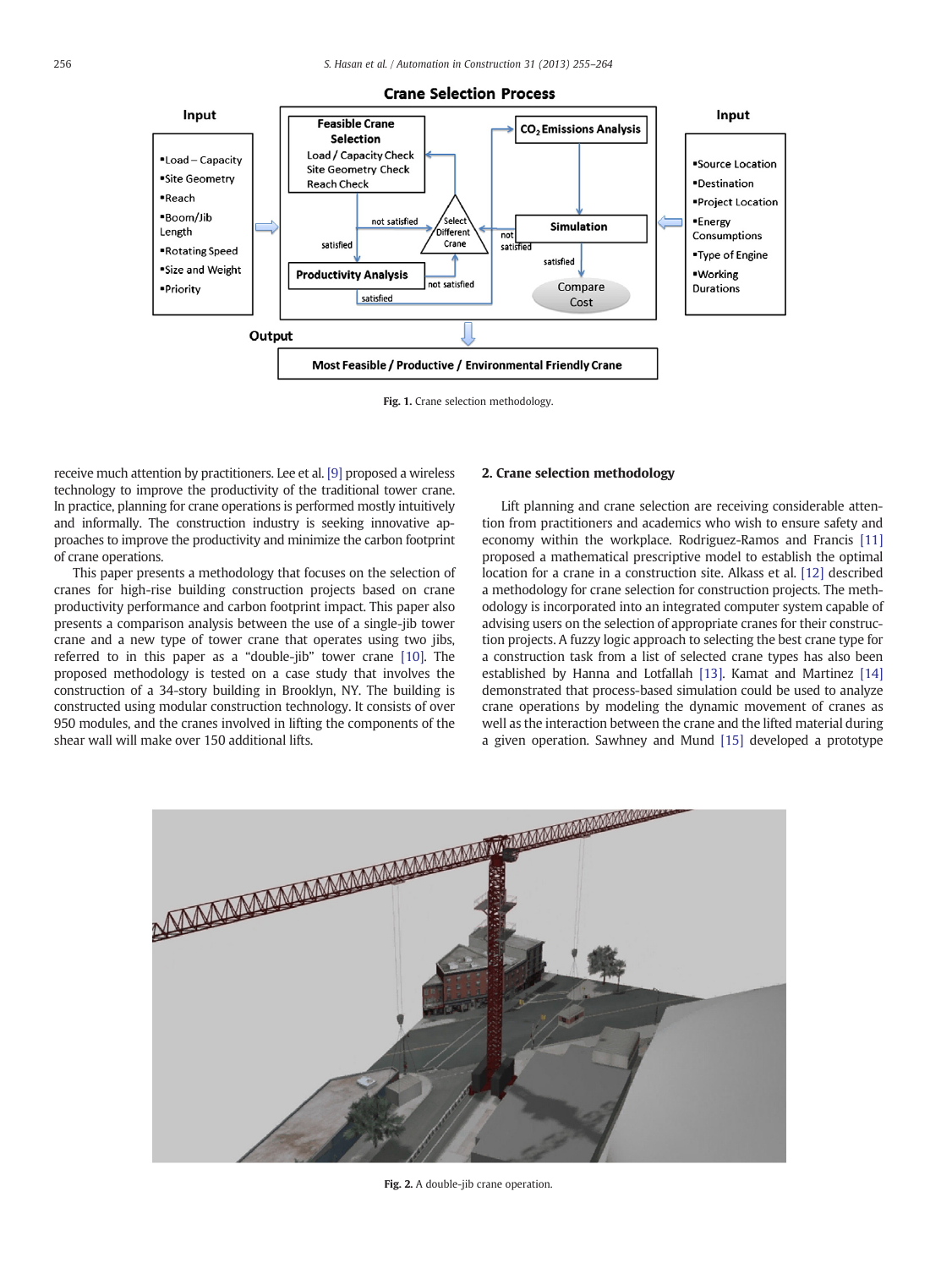Fig. 1. Crane selection methodology.

receive much attention by practitioners. Lee et al. [9] proposed a wireless technology to improve the productivity of the traditional tower crane. In practice, planning for crane operations is performed mostly intuitively and informally. The construction industry is seeking innovative approaches to improve the productivity and minimize the carbon footprint of crane operations.

This paper presents a methodology that focuses on the selection of cranes for high-rise building construction projects based on crane productivity performance and carbon footprint impact. This paper also presents a comparison analysis between the use of a single-jib tower crane and a new type of tower crane that operates using two jibs, referred to in this paper as a "double-jib" tower crane [10]. The proposed methodology is tested on a case study that involves the construction of a 34-story building in Brooklyn, NY. The building is constructed using modular construction technology. It consists of over 950 modules, and the cranes involved in lifting the components of the shear wall will make over 150 additional lifts.

## 2. Crane selection methodology

Lift planning and crane selection are receiving considerable attention from practitioners and academics who wish to ensure safety and economy within the workplace. Rodriguez-Ramos and Francis [11] proposed a mathematical prescriptive model to establish the optimal location for a crane in a construction site. Alkass et al. [12] described a methodology for crane selection for construction projects. The methodology is incorporated into an integrated computer system capable of advising users on the selection of appropriate cranes for their construction projects. A fuzzy logic approach to selecting the best crane type for a construction task from a list of selected crane types has also been established by Hanna and Lotfallah [13]. Kamat and Martinez [14] demonstrated that process-based simulation could be used to analyze crane operations by modeling the dynamic movement of cranes as well as the interaction between the crane and the lifted material during a given operation. Sawhney and Mund [15] developed a prototype

Fig. 2. A double-jib crane operation.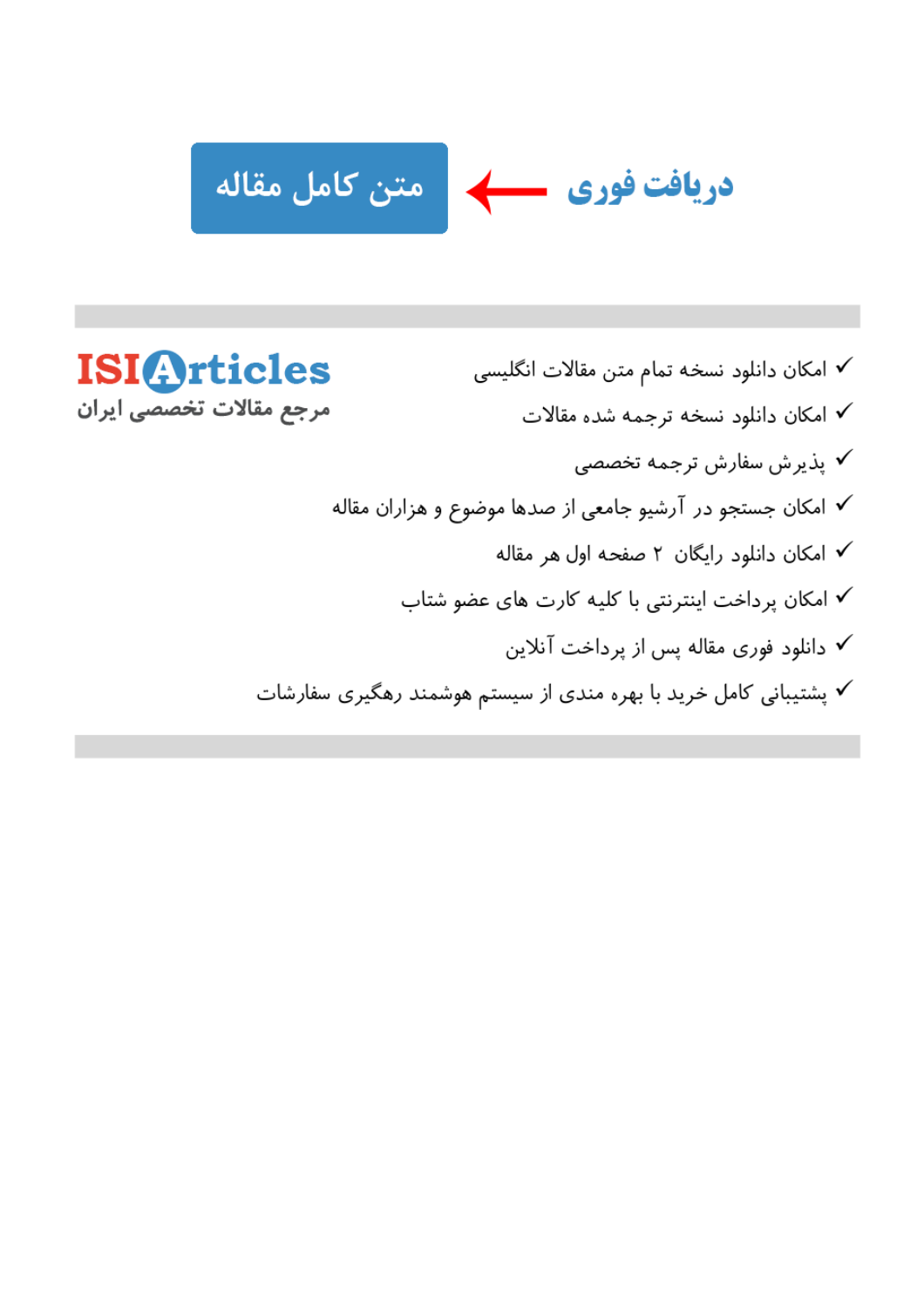متن کامل مقاله ← دریافت فوری

**ISIArticles**
مرجع مقالات تخصصی ایران

- ✓ امکان دانلود نسخه تمام متن مقالات انگلیسی
- ✓ امکان دانلود نسخه ترجمه شده مقالات
- ✓ پذیرش سفارش ترجمه تخصصی
- ✓ امکان جستجو در آرشیو جامعی از صدها موضوع و هزاران مقاله
- ✓ امکان دانلود رایگان ۲ صفحه اول هر مقاله
- ✓ امکان پرداخت اینترنتی با کلیه کارت های عضو شتاب
- ✓ دانلود فوری مقاله پس از پرداخت آنلاین
- ✓ پشتیبانی کامل خرید با بهره مندی از سیستم هوشمند رهگیری سفارشات